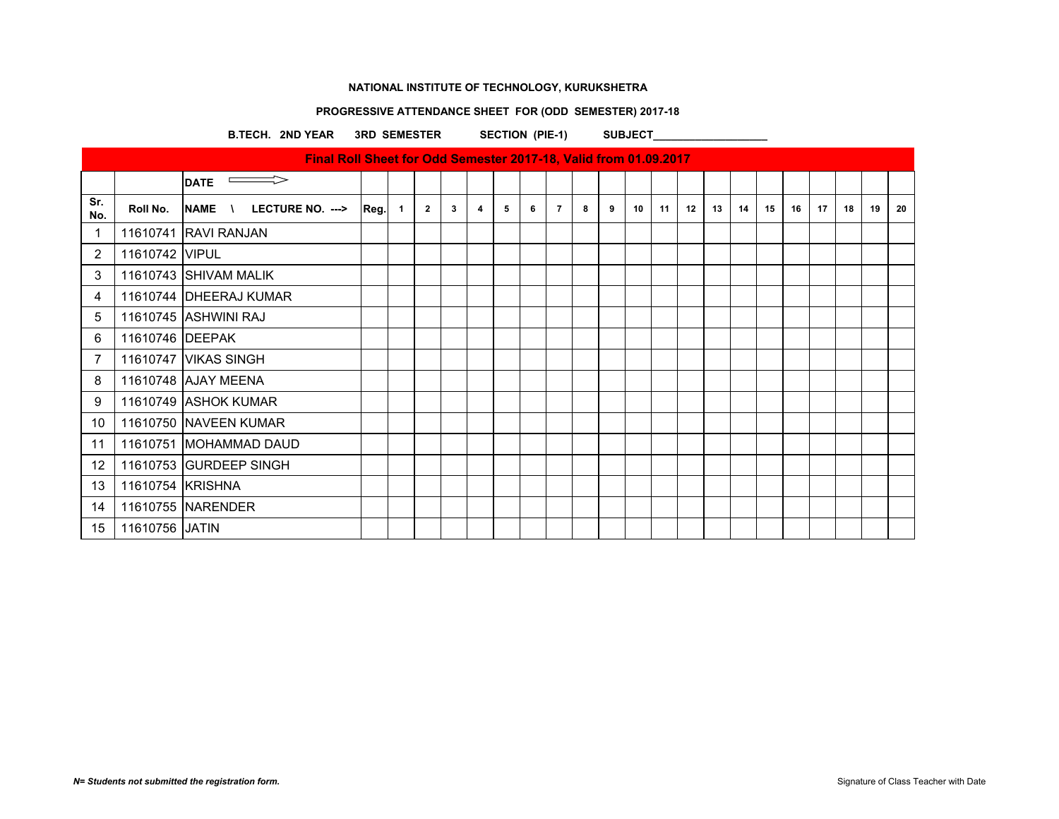**NATIONAL INSTITUTE OF TECHNOLOGY, KURUKSHETRA**

**PROGRESSIVE ATTENDANCE SHEET FOR (ODD SEMESTER) 2017-18**

**B.TECH. 2ND YEAR 3RD SEMESTER SECTION (PIE-1) SUBJECT\_\_\_\_\_\_\_\_\_\_\_\_\_\_\_\_\_\_\_\_**

**Final Roll Sheet for Odd Semester 2017-18, Valid from 01.09.2017**

| | | DATE ⟹ | | | | | | | | | | | | | | | | | | | | | |
|---|---|---|---|---|---|---|---|---|---|---|---|---|---|---|---|---|---|---|---|---|---|---|---|
| Sr. No. | Roll No. | NAME \ LECTURE NO. ---> | Reg. | 1 | 2 | 3 | 4 | 5 | 6 | 7 | 8 | 9 | 10 | 11 | 12 | 13 | 14 | 15 | 16 | 17 | 18 | 19 | 20 |
| 1 | 11610741 | RAVI RANJAN | | | | | | | | | | | | | | | | | | | | | |
| 2 | 11610742 | VIPUL | | | | | | | | | | | | | | | | | | | | | |
| 3 | 11610743 | SHIVAM MALIK | | | | | | | | | | | | | | | | | | | | | |
| 4 | 11610744 | DHEERAJ KUMAR | | | | | | | | | | | | | | | | | | | | | |
| 5 | 11610745 | ASHWINI RAJ | | | | | | | | | | | | | | | | | | | | | |
| 6 | 11610746 | DEEPAK | | | | | | | | | | | | | | | | | | | | | |
| 7 | 11610747 | VIKAS SINGH | | | | | | | | | | | | | | | | | | | | | |
| 8 | 11610748 | AJAY MEENA | | | | | | | | | | | | | | | | | | | | | |
| 9 | 11610749 | ASHOK KUMAR | | | | | | | | | | | | | | | | | | | | | |
| 10 | 11610750 | NAVEEN KUMAR | | | | | | | | | | | | | | | | | | | | | |
| 11 | 11610751 | MOHAMMAD DAUD | | | | | | | | | | | | | | | | | | | | | |
| 12 | 11610753 | GURDEEP SINGH | | | | | | | | | | | | | | | | | | | | | |
| 13 | 11610754 | KRISHNA | | | | | | | | | | | | | | | | | | | | | |
| 14 | 11610755 | NARENDER | | | | | | | | | | | | | | | | | | | | | |
| 15 | 11610756 | JATIN | | | | | | | | | | | | | | | | | | | | | |

***N= Students not submitted the registration form.***

Signature of Class Teacher with Date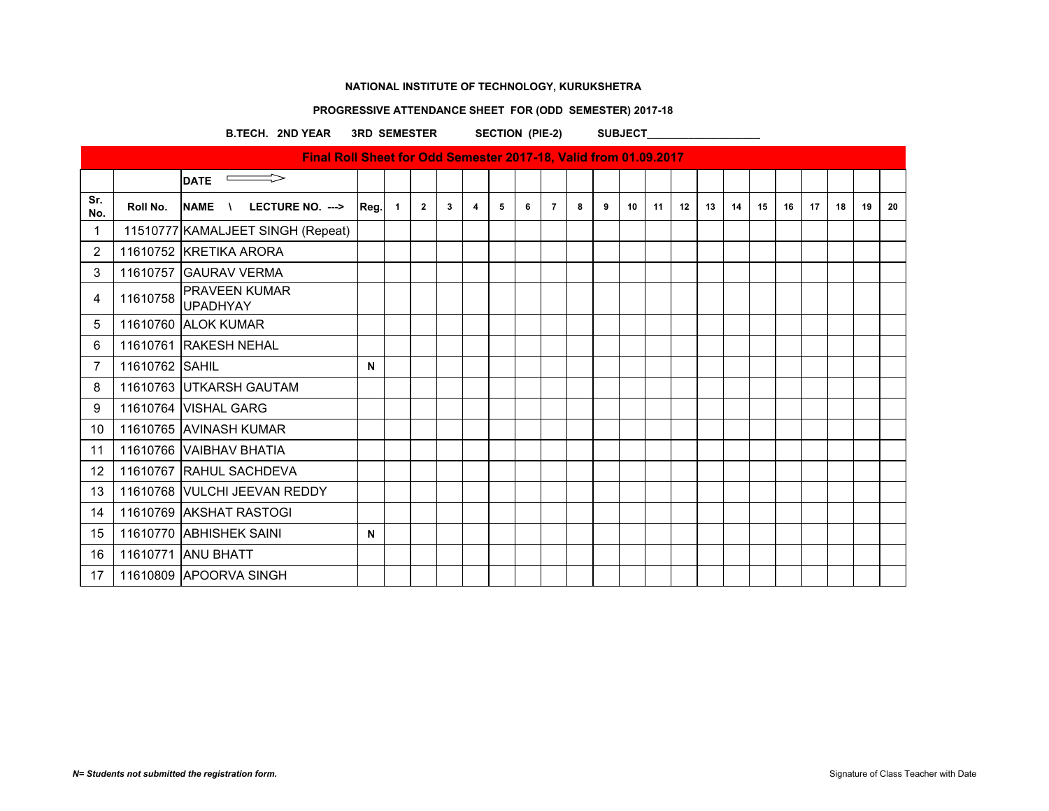**NATIONAL INSTITUTE OF TECHNOLOGY, KURUKSHETRA**

**PROGRESSIVE ATTENDANCE SHEET FOR (ODD SEMESTER) 2017-18**

**B.TECH. 2ND YEAR  3RD SEMESTER  SECTION (PIE-2)  SUBJECT___________________**

| Final Roll Sheet for Odd Semester 2017-18, Valid from 01.09.2017 | | | | | | | | | | | | | | | | | | | | | | | |
|---|---|---|---|---|---|---|---|---|---|---|---|---|---|---|---|---|---|---|---|---|---|---|---|
| | | DATE ⟹ | | | | | | | | | | | | | | | | | | | | | |
| Sr. No. | Roll No. | NAME \ LECTURE NO. ---> | Reg. | 1 | 2 | 3 | 4 | 5 | 6 | 7 | 8 | 9 | 10 | 11 | 12 | 13 | 14 | 15 | 16 | 17 | 18 | 19 | 20 |
| 1 | 11510777 | KAMALJEET SINGH (Repeat) | | | | | | | | | | | | | | | | | | | | | |
| 2 | 11610752 | KRETIKA ARORA | | | | | | | | | | | | | | | | | | | | | |
| 3 | 11610757 | GAURAV VERMA | | | | | | | | | | | | | | | | | | | | | |
| 4 | 11610758 | PRAVEEN KUMAR UPADHYAY | | | | | | | | | | | | | | | | | | | | | |
| 5 | 11610760 | ALOK KUMAR | | | | | | | | | | | | | | | | | | | | | |
| 6 | 11610761 | RAKESH NEHAL | | | | | | | | | | | | | | | | | | | | | |
| 7 | 11610762 | SAHIL | N | | | | | | | | | | | | | | | | | | | | |
| 8 | 11610763 | UTKARSH GAUTAM | | | | | | | | | | | | | | | | | | | | | |
| 9 | 11610764 | VISHAL GARG | | | | | | | | | | | | | | | | | | | | | |
| 10 | 11610765 | AVINASH KUMAR | | | | | | | | | | | | | | | | | | | | | |
| 11 | 11610766 | VAIBHAV BHATIA | | | | | | | | | | | | | | | | | | | | | |
| 12 | 11610767 | RAHUL SACHDEVA | | | | | | | | | | | | | | | | | | | | | |
| 13 | 11610768 | VULCHI JEEVAN REDDY | | | | | | | | | | | | | | | | | | | | | |
| 14 | 11610769 | AKSHAT RASTOGI | | | | | | | | | | | | | | | | | | | | | |
| 15 | 11610770 | ABHISHEK SAINI | N | | | | | | | | | | | | | | | | | | | | |
| 16 | 11610771 | ANU BHATT | | | | | | | | | | | | | | | | | | | | | |
| 17 | 11610809 | APOORVA SINGH | | | | | | | | | | | | | | | | | | | | | |

***N= Students not submitted the registration form.***

Signature of Class Teacher with Date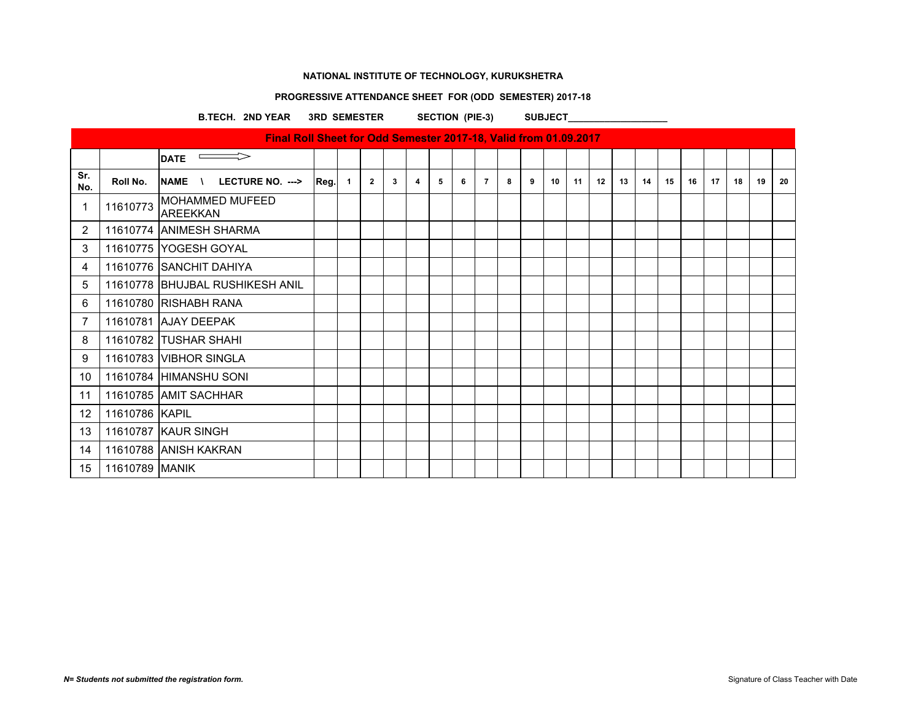**NATIONAL INSTITUTE OF TECHNOLOGY, KURUKSHETRA**

**PROGRESSIVE ATTENDANCE SHEET FOR (ODD SEMESTER) 2017-18**

**B.TECH. 2ND YEAR 3RD SEMESTER SECTION (PIE-3) SUBJECT___________________**

| Final Roll Sheet for Odd Semester 2017-18, Valid from 01.09.2017 | | | | | | | | | | | | | | | | | | | | | | | |
|---|---|---|---|---|---|---|---|---|---|---|---|---|---|---|---|---|---|---|---|---|---|---|---|
| | | DATE ⟹ | | | | | | | | | | | | | | | | | | | | | |
| Sr. No. | Roll No. | NAME \ LECTURE NO. ---> | Reg. | 1 | 2 | 3 | 4 | 5 | 6 | 7 | 8 | 9 | 10 | 11 | 12 | 13 | 14 | 15 | 16 | 17 | 18 | 19 | 20 |
| 1 | 11610773 | MOHAMMED MUFEED AREEKKAN | | | | | | | | | | | | | | | | | | | | | |
| 2 | 11610774 | ANIMESH SHARMA | | | | | | | | | | | | | | | | | | | | | |
| 3 | 11610775 | YOGESH GOYAL | | | | | | | | | | | | | | | | | | | | | |
| 4 | 11610776 | SANCHIT DAHIYA | | | | | | | | | | | | | | | | | | | | | |
| 5 | 11610778 | BHUJBAL RUSHIKESH ANIL | | | | | | | | | | | | | | | | | | | | | |
| 6 | 11610780 | RISHABH RANA | | | | | | | | | | | | | | | | | | | | | |
| 7 | 11610781 | AJAY DEEPAK | | | | | | | | | | | | | | | | | | | | | |
| 8 | 11610782 | TUSHAR SHAHI | | | | | | | | | | | | | | | | | | | | | |
| 9 | 11610783 | VIBHOR SINGLA | | | | | | | | | | | | | | | | | | | | | |
| 10 | 11610784 | HIMANSHU SONI | | | | | | | | | | | | | | | | | | | | | |
| 11 | 11610785 | AMIT SACHHAR | | | | | | | | | | | | | | | | | | | | | |
| 12 | 11610786 | KAPIL | | | | | | | | | | | | | | | | | | | | | |
| 13 | 11610787 | KAUR SINGH | | | | | | | | | | | | | | | | | | | | | |
| 14 | 11610788 | ANISH KAKRAN | | | | | | | | | | | | | | | | | | | | | |
| 15 | 11610789 | MANIK | | | | | | | | | | | | | | | | | | | | | |

***N= Students not submitted the registration form.***

Signature of Class Teacher with Date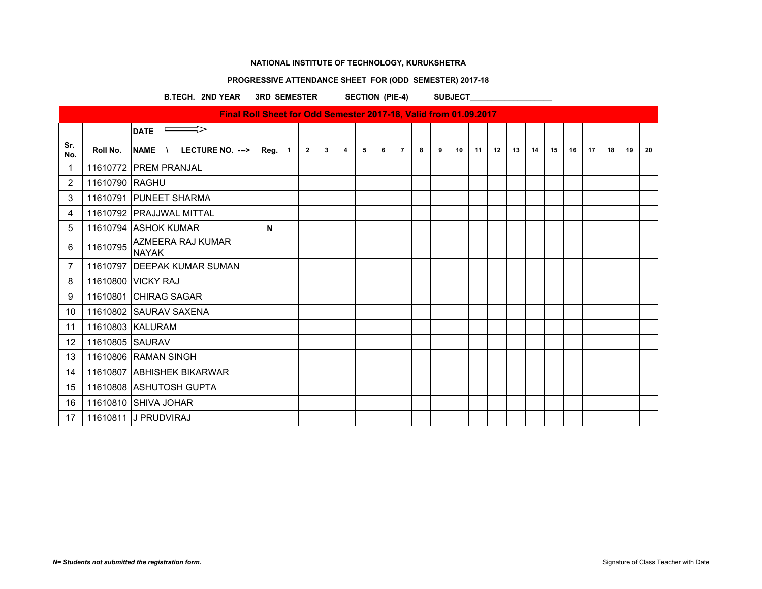**NATIONAL INSTITUTE OF TECHNOLOGY, KURUKSHETRA**

**PROGRESSIVE ATTENDANCE SHEET FOR (ODD SEMESTER) 2017-18**

**B.TECH. 2ND YEAR 3RD SEMESTER SECTION (PIE-4) SUBJECT___________________**

**Final Roll Sheet for Odd Semester 2017-18, Valid from 01.09.2017**

| | | DATE ⟹ | | | | | | | | | | | | | | | | | | | | | |
|---|---|---|---|---|---|---|---|---|---|---|---|---|---|---|---|---|---|---|---|---|---|---|---|
| Sr. No. | Roll No. | NAME \ LECTURE NO. ---> | Reg. | 1 | 2 | 3 | 4 | 5 | 6 | 7 | 8 | 9 | 10 | 11 | 12 | 13 | 14 | 15 | 16 | 17 | 18 | 19 | 20 |
| 1 | 11610772 | PREM PRANJAL | | | | | | | | | | | | | | | | | | | | | |
| 2 | 11610790 | RAGHU | | | | | | | | | | | | | | | | | | | | | |
| 3 | 11610791 | PUNEET SHARMA | | | | | | | | | | | | | | | | | | | | | |
| 4 | 11610792 | PRAJJWAL MITTAL | | | | | | | | | | | | | | | | | | | | | |
| 5 | 11610794 | ASHOK KUMAR | N | | | | | | | | | | | | | | | | | | | | |
| 6 | 11610795 | AZMEERA RAJ KUMAR NAYAK | | | | | | | | | | | | | | | | | | | | | |
| 7 | 11610797 | DEEPAK KUMAR SUMAN | | | | | | | | | | | | | | | | | | | | | |
| 8 | 11610800 | VICKY RAJ | | | | | | | | | | | | | | | | | | | | | |
| 9 | 11610801 | CHIRAG SAGAR | | | | | | | | | | | | | | | | | | | | | |
| 10 | 11610802 | SAURAV SAXENA | | | | | | | | | | | | | | | | | | | | | |
| 11 | 11610803 | KALURAM | | | | | | | | | | | | | | | | | | | | | |
| 12 | 11610805 | SAURAV | | | | | | | | | | | | | | | | | | | | | |
| 13 | 11610806 | RAMAN SINGH | | | | | | | | | | | | | | | | | | | | | |
| 14 | 11610807 | ABHISHEK BIKARWAR | | | | | | | | | | | | | | | | | | | | | |
| 15 | 11610808 | ASHUTOSH GUPTA | | | | | | | | | | | | | | | | | | | | | |
| 16 | 11610810 | SHIVA JOHAR | | | | | | | | | | | | | | | | | | | | | |
| 17 | 11610811 | J PRUDVIRAJ | | | | | | | | | | | | | | | | | | | | | |

***N= Students not submitted the registration form.***

Signature of Class Teacher with Date